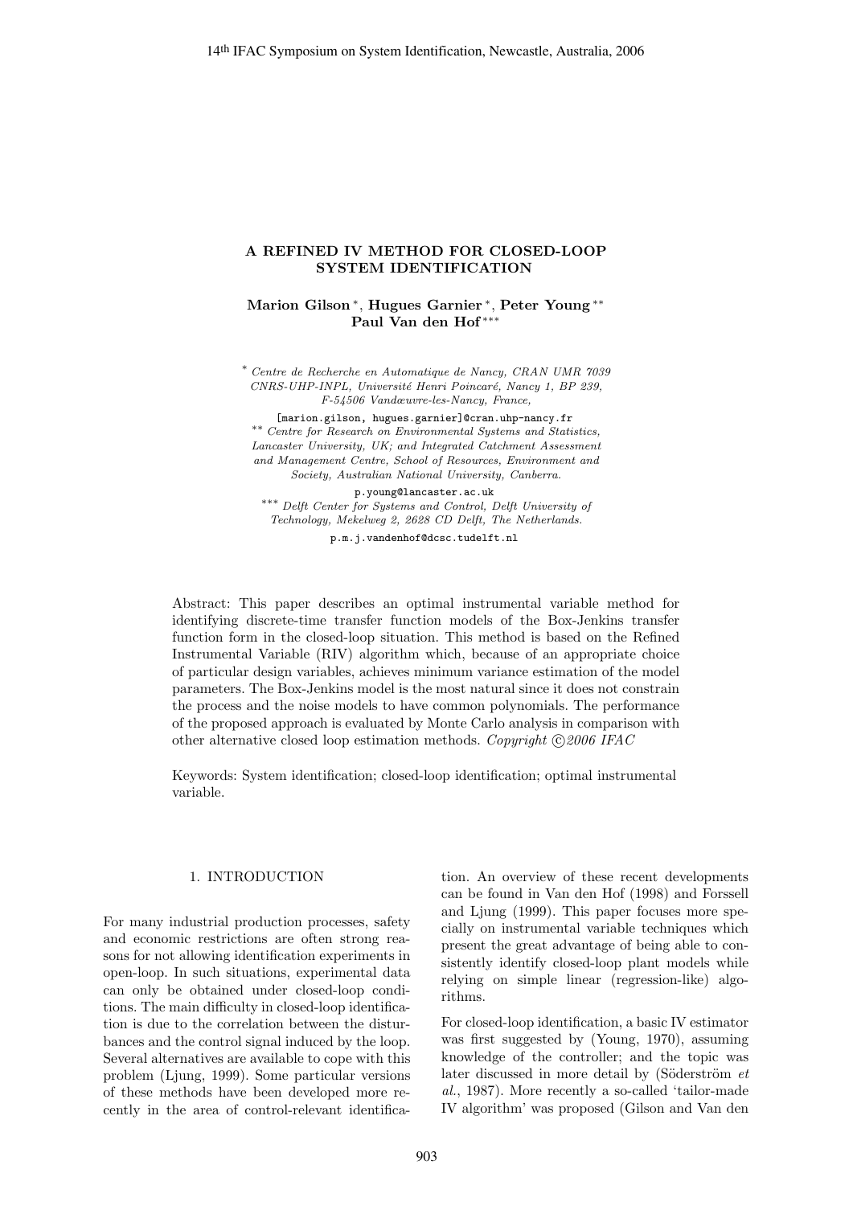# A REFINED IV METHOD FOR CLOSED-LOOP SYSTEM IDENTIFICATION

**Marion Gilson** [*], **Hugues Garnier** [*], **Peter Young** [**]
**Paul Van den Hof** [***]

[*] *Centre de Recherche en Automatique de Nancy, CRAN UMR 7039 CNRS-UHP-INPL, Université Henri Poincaré, Nancy 1, BP 239, F-54506 Vandœuvre-les-Nancy, France,*

[marion.gilson, hugues.garnier]@cran.uhp-nancy.fr

[**] *Centre for Research on Environmental Systems and Statistics, Lancaster University, UK; and Integrated Catchment Assessment and Management Centre, School of Resources, Environment and Society, Australian National University, Canberra.*

p.young@lancaster.ac.uk

[***] *Delft Center for Systems and Control, Delft University of Technology, Mekelweg 2, 2628 CD Delft, The Netherlands.*

p.m.j.vandenhof@dcsc.tudelft.nl

Abstract: This paper describes an optimal instrumental variable method for identifying discrete-time transfer function models of the Box-Jenkins transfer function form in the closed-loop situation. This method is based on the Refined Instrumental Variable (RIV) algorithm which, because of an appropriate choice of particular design variables, achieves minimum variance estimation of the model parameters. The Box-Jenkins model is the most natural since it does not constrain the process and the noise models to have common polynomials. The performance of the proposed approach is evaluated by Monte Carlo analysis in comparison with other alternative closed loop estimation methods. *Copyright © 2006 IFAC*

Keywords: System identification; closed-loop identification; optimal instrumental variable.

## 1. INTRODUCTION

For many industrial production processes, safety and economic restrictions are often strong reasons for not allowing identification experiments in open-loop. In such situations, experimental data can only be obtained under closed-loop conditions. The main difficulty in closed-loop identification is due to the correlation between the disturbances and the control signal induced by the loop. Several alternatives are available to cope with this problem (Ljung, 1999). Some particular versions of these methods have been developed more recently in the area of control-relevant identification. An overview of these recent developments can be found in Van den Hof (1998) and Forssell and Ljung (1999). This paper focuses more specially on instrumental variable techniques which present the great advantage of being able to consistently identify closed-loop plant models while relying on simple linear (regression-like) algorithms.

For closed-loop identification, a basic IV estimator was first suggested by (Young, 1970), assuming knowledge of the controller; and the topic was later discussed in more detail by (Söderström *et al.*, 1987). More recently a so-called 'tailor-made IV algorithm' was proposed (Gilson and Van den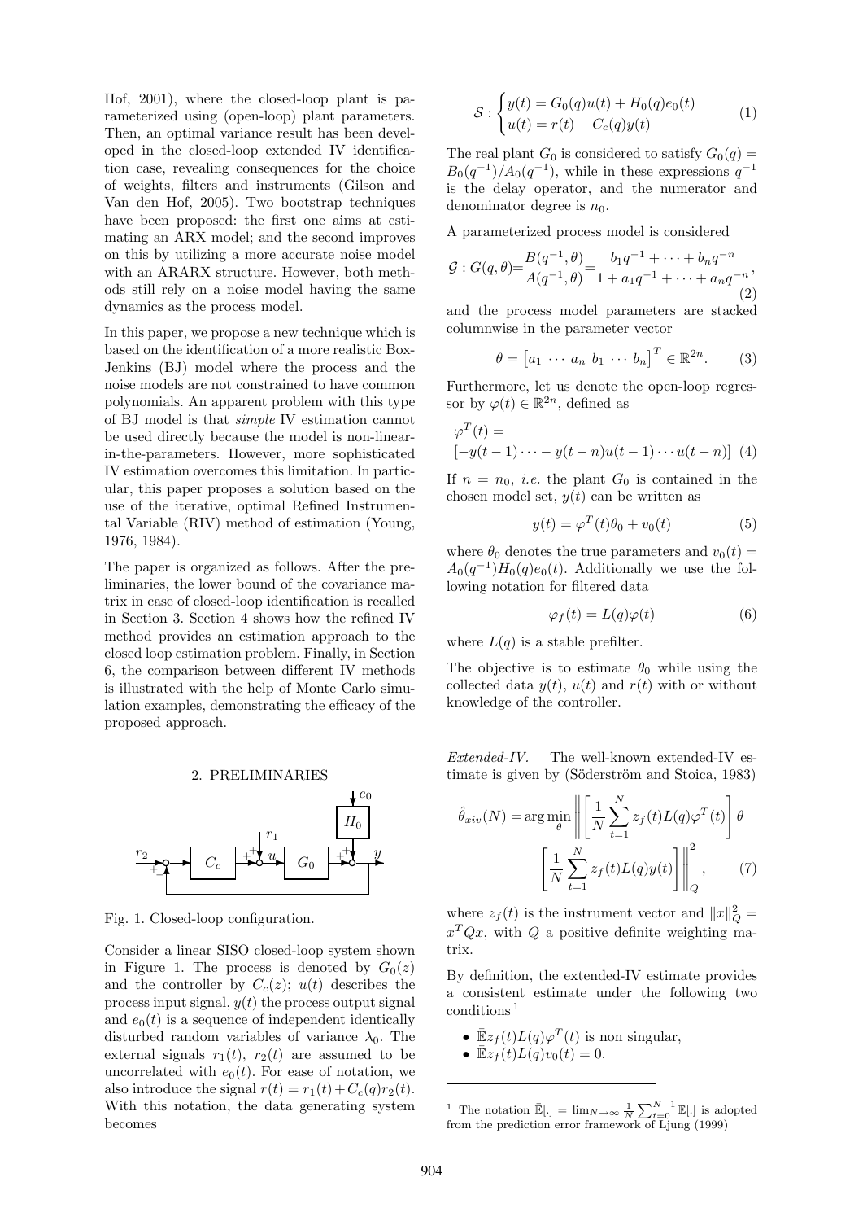Hof, 2001), where the closed-loop plant is parameterized using (open-loop) plant parameters. Then, an optimal variance result has been developed in the closed-loop extended IV identification case, revealing consequences for the choice of weights, filters and instruments (Gilson and Van den Hof, 2005). Two bootstrap techniques have been proposed: the first one aims at estimating an ARX model; and the second improves on this by utilizing a more accurate noise model with an ARARX structure. However, both methods still rely on a noise model having the same dynamics as the process model.

In this paper, we propose a new technique which is based on the identification of a more realistic Box-Jenkins (BJ) model where the process and the noise models are not constrained to have common polynomials. An apparent problem with this type of BJ model is that *simple* IV estimation cannot be used directly because the model is non-linear-in-the-parameters. However, more sophisticated IV estimation overcomes this limitation. In particular, this paper proposes a solution based on the use of the iterative, optimal Refined Instrumental Variable (RIV) method of estimation (Young, 1976, 1984).

The paper is organized as follows. After the preliminaries, the lower bound of the covariance matrix in case of closed-loop identification is recalled in Section 3. Section 4 shows how the refined IV method provides an estimation approach to the closed loop estimation problem. Finally, in Section 6, the comparison between different IV methods is illustrated with the help of Monte Carlo simulation examples, demonstrating the efficacy of the proposed approach.

## 2. PRELIMINARIES

Fig. 1. Closed-loop configuration.

Consider a linear SISO closed-loop system shown in Figure 1. The process is denoted by $G_0(z)$ and the controller by $C_c(z)$; $u(t)$ describes the process input signal, $y(t)$ the process output signal and $e_0(t)$ is a sequence of independent identically disturbed random variables of variance $\lambda_0$. The external signals $r_1(t)$, $r_2(t)$ are assumed to be uncorrelated with $e_0(t)$. For ease of notation, we also introduce the signal $r(t) = r_1(t) + C_c(q)r_2(t)$. With this notation, the data generating system becomes

$$\mathcal{S} : \begin{cases} y(t) = G_0(q)u(t) + H_0(q)e_0(t) \\ u(t) = r(t) - C_c(q)y(t) \end{cases} \tag{1}$$

The real plant $G_0$ is considered to satisfy $G_0(q) = B_0(q^{-1})/A_0(q^{-1})$, while in these expressions $q^{-1}$ is the delay operator, and the numerator and denominator degree is $n_0$.

A parameterized process model is considered

$$\mathcal{G} : G(q, \theta) = \frac{B(q^{-1}, \theta)}{A(q^{-1}, \theta)} = \frac{b_1 q^{-1} + \cdots + b_n q^{-n}}{1 + a_1 q^{-1} + \cdots + a_n q^{-n}}, \tag{2}$$

and the process model parameters are stacked columnwise in the parameter vector

$$\theta = \begin{bmatrix} a_1 & \cdots & a_n & b_1 & \cdots & b_n \end{bmatrix}^T \in \mathbb{R}^{2n}. \tag{3}$$

Furthermore, let us denote the open-loop regressor by $\varphi(t) \in \mathbb{R}^{2n}$, defined as

$$\varphi^T(t) = \\ [-y(t-1) \cdots - y(t-n) u(t-1) \cdots u(t-n)] \tag{4}$$

If $n = n_0$, *i.e.* the plant $G_0$ is contained in the chosen model set, $y(t)$ can be written as

$$y(t) = \varphi^T(t)\theta_0 + v_0(t) \tag{5}$$

where $\theta_0$ denotes the true parameters and $v_0(t) = A_0(q^{-1})H_0(q)e_0(t)$. Additionally we use the following notation for filtered data

$$\varphi_f(t) = L(q)\varphi(t) \tag{6}$$

where $L(q)$ is a stable prefilter.

The objective is to estimate $\theta_0$ while using the collected data $y(t)$, $u(t)$ and $r(t)$ with or without knowledge of the controller.

*Extended-IV.* The well-known extended-IV estimate is given by (Söderström and Stoica, 1983)

$$\hat{\theta}_{xiv}(N) = \arg\min_{\theta} \left\| \left[ \frac{1}{N} \sum_{t=1}^{N} z_f(t) L(q) \varphi^T(t) \right] \theta - \left[ \frac{1}{N} \sum_{t=1}^{N} z_f(t) L(q) y(t) \right] \right\|_Q^2, \tag{7}$$

where $z_f(t)$ is the instrument vector and $\|x\|_Q^2 = x^T Q x$, with $Q$ a positive definite weighting matrix.

By definition, the extended-IV estimate provides a consistent estimate under the following two conditions [1]

- $\bar{\mathbb{E}} z_f(t) L(q) \varphi^T(t)$ is non singular,
- $\bar{\mathbb{E}} z_f(t) L(q) v_0(t) = 0$.

[1] The notation $\bar{\mathbb{E}}[.] = \lim_{N\to\infty} \frac{1}{N} \sum_{t=0}^{N-1} \mathbb{E}[.]$ is adopted from the prediction error framework of Ljung (1999)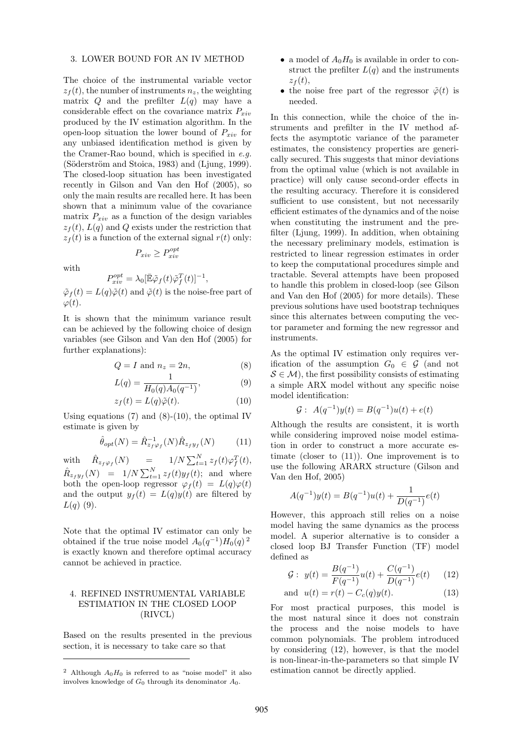## 3. LOWER BOUND FOR AN IV METHOD

The choice of the instrumental variable vector $z_f(t)$, the number of instruments $n_z$, the weighting matrix $Q$ and the prefilter $L(q)$ may have a considerable effect on the covariance matrix $P_{xiv}$ produced by the IV estimation algorithm. In the open-loop situation the lower bound of $P_{xiv}$ for any unbiased identification method is given by the Cramer-Rao bound, which is specified in *e.g.* (Söderström and Stoica, 1983) and (Ljung, 1999). The closed-loop situation has been investigated recently in Gilson and Van den Hof (2005), so only the main results are recalled here. It has been shown that a minimum value of the covariance matrix $P_{xiv}$ as a function of the design variables $z_f(t)$, $L(q)$ and $Q$ exists under the restriction that $z_f(t)$ is a function of the external signal $r(t)$ only:

$$P_{xiv} \geq P_{xiv}^{opt}$$

with

$$P_{xiv}^{opt} = \lambda_0 [\bar{\mathbb{E}} \tilde{\varphi}_f(t) \tilde{\varphi}_f^T(t)]^{-1},$$

$\tilde{\varphi}_f(t) = L(q)\tilde{\varphi}(t)$ and $\tilde{\varphi}(t)$ is the noise-free part of $\varphi(t)$.

It is shown that the minimum variance result can be achieved by the following choice of design variables (see Gilson and Van den Hof (2005) for further explanations):

$$Q = I \text{ and } n_z = 2n, \tag{8}$$

$$L(q) = \frac{1}{H_0(q)A_0(q^{-1})}, \tag{9}$$

$$z_f(t) = L(q)\tilde{\varphi}(t). \tag{10}$$

Using equations (7) and (8)-(10), the optimal IV estimate is given by

$$\hat{\theta}_{opt}(N) = \hat{R}_{z_f \varphi_f}^{-1}(N) \hat{R}_{z_f y_f}(N) \tag{11}$$

with $\hat{R}_{z_f \varphi_f}(N) = 1/N \sum_{t=1}^{N} z_f(t) \varphi_f^T(t)$, $\hat{R}_{z_f y_f}(N) = 1/N \sum_{t=1}^{N} z_f(t) y_f(t)$; and where both the open-loop regressor $\varphi_f(t) = L(q)\varphi(t)$ and the output $y_f(t) = L(q)y(t)$ are filtered by $L(q)$ (9).

Note that the optimal IV estimator can only be obtained if the true noise model $A_0(q^{-1})H_0(q)$ [2] is exactly known and therefore optimal accuracy cannot be achieved in practice.

## 4. REFINED INSTRUMENTAL VARIABLE ESTIMATION IN THE CLOSED LOOP (RIVCL)

Based on the results presented in the previous section, it is necessary to take care so that

- a model of $A_0 H_0$ is available in order to construct the prefilter $L(q)$ and the instruments $z_f(t)$,
- the noise free part of the regressor $\tilde{\varphi}(t)$ is needed.

In this connection, while the choice of the instruments and prefilter in the IV method affects the asymptotic variance of the parameter estimates, the consistency properties are generically secured. This suggests that minor deviations from the optimal value (which is not available in practice) will only cause second-order effects in the resulting accuracy. Therefore it is considered sufficient to use consistent, but not necessarily efficient estimates of the dynamics and of the noise when constituting the instrument and the prefilter (Ljung, 1999). In addition, when obtaining the necessary preliminary models, estimation is restricted to linear regression estimates in order to keep the computational procedures simple and tractable. Several attempts have been proposed to handle this problem in closed-loop (see Gilson and Van den Hof (2005) for more details). These previous solutions have used bootstrap techniques since this alternates between computing the vector parameter and forming the new regressor and instruments.

As the optimal IV estimation only requires verification of the assumption $G_0 \in \mathcal{G}$ (and not $\mathcal{S} \in \mathcal{M}$), the first possibility consists of estimating a simple ARX model without any specific noise model identification:

$$\mathcal{G}: \; A(q^{-1})y(t) = B(q^{-1})u(t) + e(t)$$

Although the results are consistent, it is worth while considering improved noise model estimation in order to construct a more accurate estimate (closer to (11)). One improvement is to use the following ARARX structure (Gilson and Van den Hof, 2005)

$$A(q^{-1})y(t) = B(q^{-1})u(t) + \frac{1}{D(q^{-1})}e(t)$$

However, this approach still relies on a noise model having the same dynamics as the process model. A superior alternative is to consider a closed loop BJ Transfer Function (TF) model defined as

$$\mathcal{G}: \; y(t) = \frac{B(q^{-1})}{F(q^{-1})}u(t) + \frac{C(q^{-1})}{D(q^{-1})}e(t) \tag{12}$$

$$\text{and} \;\; u(t) = r(t) - C_c(q)y(t). \tag{13}$$

For most practical purposes, this model is the most natural since it does not constrain the process and the noise models to have common polynomials. The problem introduced by considering (12), however, is that the model is non-linear-in-the-parameters so that simple IV estimation cannot be directly applied.

[2] Although $A_0 H_0$ is referred to as "noise model" it also involves knowledge of $G_0$ through its denominator $A_0$.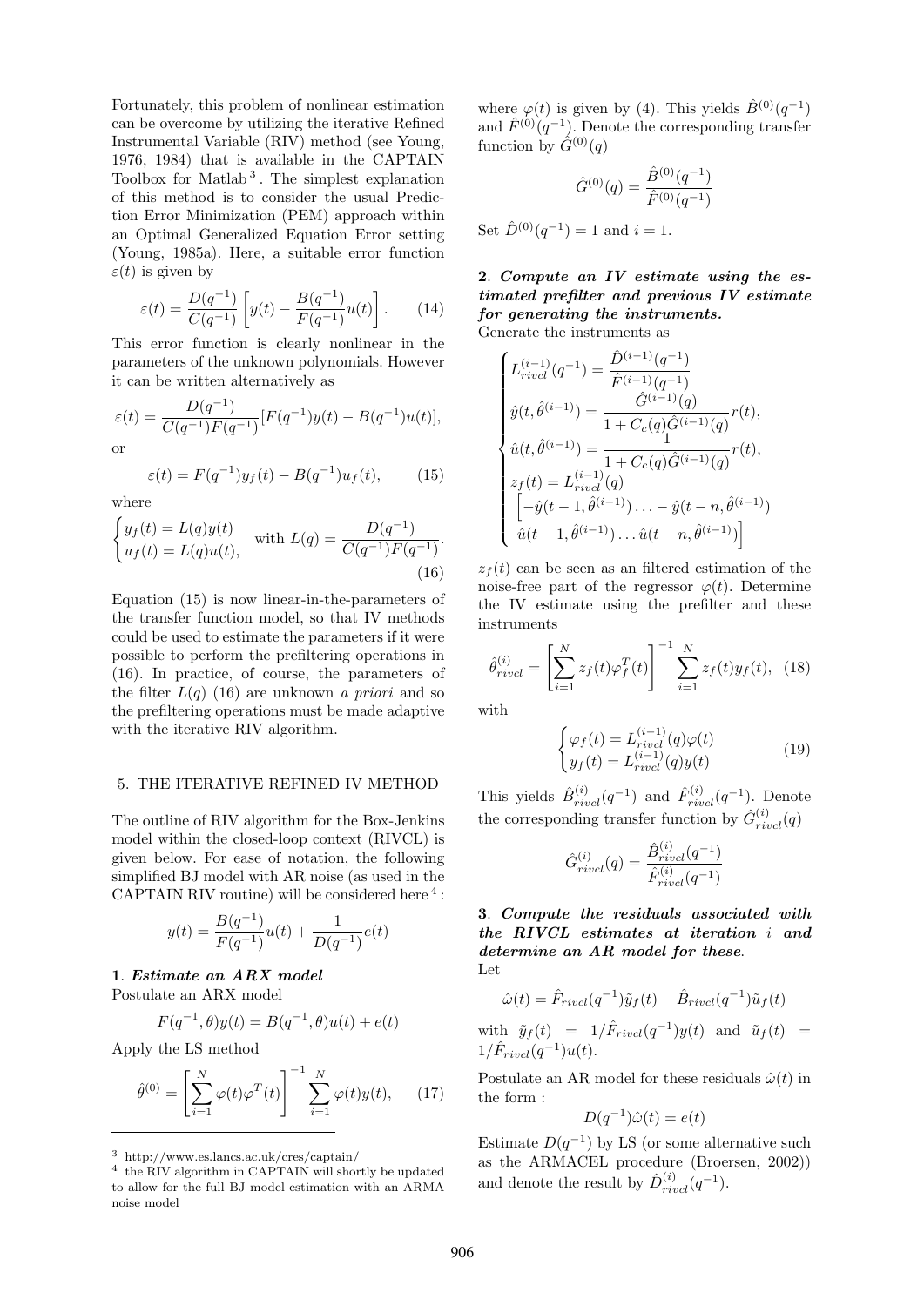Fortunately, this problem of nonlinear estimation can be overcome by utilizing the iterative Refined Instrumental Variable (RIV) method (see Young, 1976, 1984) that is available in the CAPTAIN Toolbox for Matlab [3]. The simplest explanation of this method is to consider the usual Prediction Error Minimization (PEM) approach within an Optimal Generalized Equation Error setting (Young, 1985a). Here, a suitable error function $\varepsilon(t)$ is given by

$$\varepsilon(t) = \frac{D(q^{-1})}{C(q^{-1})}\left[y(t) - \frac{B(q^{-1})}{F(q^{-1})}u(t)\right]. \qquad (14)$$

This error function is clearly nonlinear in the parameters of the unknown polynomials. However it can be written alternatively as

$$\varepsilon(t) = \frac{D(q^{-1})}{C(q^{-1})F(q^{-1})}[F(q^{-1})y(t) - B(q^{-1})u(t)],$$

or

$$\varepsilon(t) = F(q^{-1})y_f(t) - B(q^{-1})u_f(t), \qquad (15)$$

where

$$\begin{cases} y_f(t) = L(q)y(t) \\ u_f(t) = L(q)u(t), \end{cases} \text{with } L(q) = \frac{D(q^{-1})}{C(q^{-1})F(q^{-1})}. \qquad (16)$$

Equation (15) is now linear-in-the-parameters of the transfer function model, so that IV methods could be used to estimate the parameters if it were possible to perform the prefiltering operations in (16). In practice, of course, the parameters of the filter $L(q)$ (16) are unknown *a priori* and so the prefiltering operations must be made adaptive with the iterative RIV algorithm.

## 5. THE ITERATIVE REFINED IV METHOD

The outline of RIV algorithm for the Box-Jenkins model within the closed-loop context (RIVCL) is given below. For ease of notation, the following simplified BJ model with AR noise (as used in the CAPTAIN RIV routine) will be considered here [4]:

$$y(t) = \frac{B(q^{-1})}{F(q^{-1})}u(t) + \frac{1}{D(q^{-1})}e(t)$$

**1**. ***Estimate an ARX model***
Postulate an ARX model

$$F(q^{-1},\theta)y(t) = B(q^{-1},\theta)u(t) + e(t)$$

Apply the LS method

$$\hat{\theta}^{(0)} = \left[\sum_{i=1}^{N}\varphi(t)\varphi^T(t)\right]^{-1}\sum_{i=1}^{N}\varphi(t)y(t), \qquad (17)$$

where $\varphi(t)$ is given by (4). This yields $\hat{B}^{(0)}(q^{-1})$ and $\hat{F}^{(0)}(q^{-1})$. Denote the corresponding transfer function by $\hat{G}^{(0)}(q)$

$$\hat{G}^{(0)}(q) = \frac{\hat{B}^{(0)}(q^{-1})}{\hat{F}^{(0)}(q^{-1})}$$

Set $\hat{D}^{(0)}(q^{-1}) = 1$ and $i = 1$.

**2**. ***Compute an IV estimate using the estimated prefilter and previous IV estimate for generating the instruments.***
Generate the instruments as

$$\begin{cases} L_{rivcl}^{(i-1)}(q^{-1}) = \dfrac{\hat{D}^{(i-1)}(q^{-1})}{\hat{F}^{(i-1)}(q^{-1})} \\ \hat{y}(t,\hat{\theta}^{(i-1)}) = \dfrac{\hat{G}^{(i-1)}(q)}{1 + C_c(q)\hat{G}^{(i-1)}(q)}r(t), \\ \hat{u}(t,\hat{\theta}^{(i-1)}) = \dfrac{1}{1 + C_c(q)\hat{G}^{(i-1)}(q)}r(t), \\ z_f(t) = L_{rivcl}^{(i-1)}(q) \\ \quad \Big[-\hat{y}(t-1,\hat{\theta}^{(i-1)}) \ldots - \hat{y}(t-n,\hat{\theta}^{(i-1)}) \\ \quad \hat{u}(t-1,\hat{\theta}^{(i-1)}) \ldots \hat{u}(t-n,\hat{\theta}^{(i-1)})\Big] \end{cases}$$

$z_f(t)$ can be seen as an filtered estimation of the noise-free part of the regressor $\varphi(t)$. Determine the IV estimate using the prefilter and these instruments

$$\hat{\theta}_{rivcl}^{(i)} = \left[\sum_{i=1}^{N} z_f(t)\varphi_f^T(t)\right]^{-1}\sum_{i=1}^{N} z_f(t)y_f(t), \qquad (18)$$

with

$$\begin{cases} \varphi_f(t) = L_{rivcl}^{(i-1)}(q)\varphi(t) \\ y_f(t) = L_{rivcl}^{(i-1)}(q)y(t) \end{cases} \qquad (19)$$

This yields $\hat{B}_{rivcl}^{(i)}(q^{-1})$ and $\hat{F}_{rivcl}^{(i)}(q^{-1})$. Denote the corresponding transfer function by $\hat{G}_{rivcl}^{(i)}(q)$

$$\hat{G}_{rivcl}^{(i)}(q) = \frac{\hat{B}_{rivcl}^{(i)}(q^{-1})}{\hat{F}_{rivcl}^{(i)}(q^{-1})}$$

**3**. ***Compute the residuals associated with the RIVCL estimates at iteration $i$ and determine an AR model for these.***
Let

$$\hat{\omega}(t) = \hat{F}_{rivcl}(q^{-1})\tilde{y}_f(t) - \hat{B}_{rivcl}(q^{-1})\tilde{u}_f(t)$$

with $\tilde{y}_f(t) = 1/\hat{F}_{rivcl}(q^{-1})y(t)$ and $\tilde{u}_f(t) = 1/\hat{F}_{rivcl}(q^{-1})u(t)$.

Postulate an AR model for these residuals $\hat{\omega}(t)$ in the form :

$$D(q^{-1})\hat{\omega}(t) = e(t)$$

Estimate $D(q^{-1})$ by LS (or some alternative such as the ARMACEL procedure (Broersen, 2002)) and denote the result by $\hat{D}_{rivcl}^{(i)}(q^{-1})$.

---

[3] http://www.es.lancs.ac.uk/cres/captain/

[4] the RIV algorithm in CAPTAIN will shortly be updated to allow for the full BJ model estimation with an ARMA noise model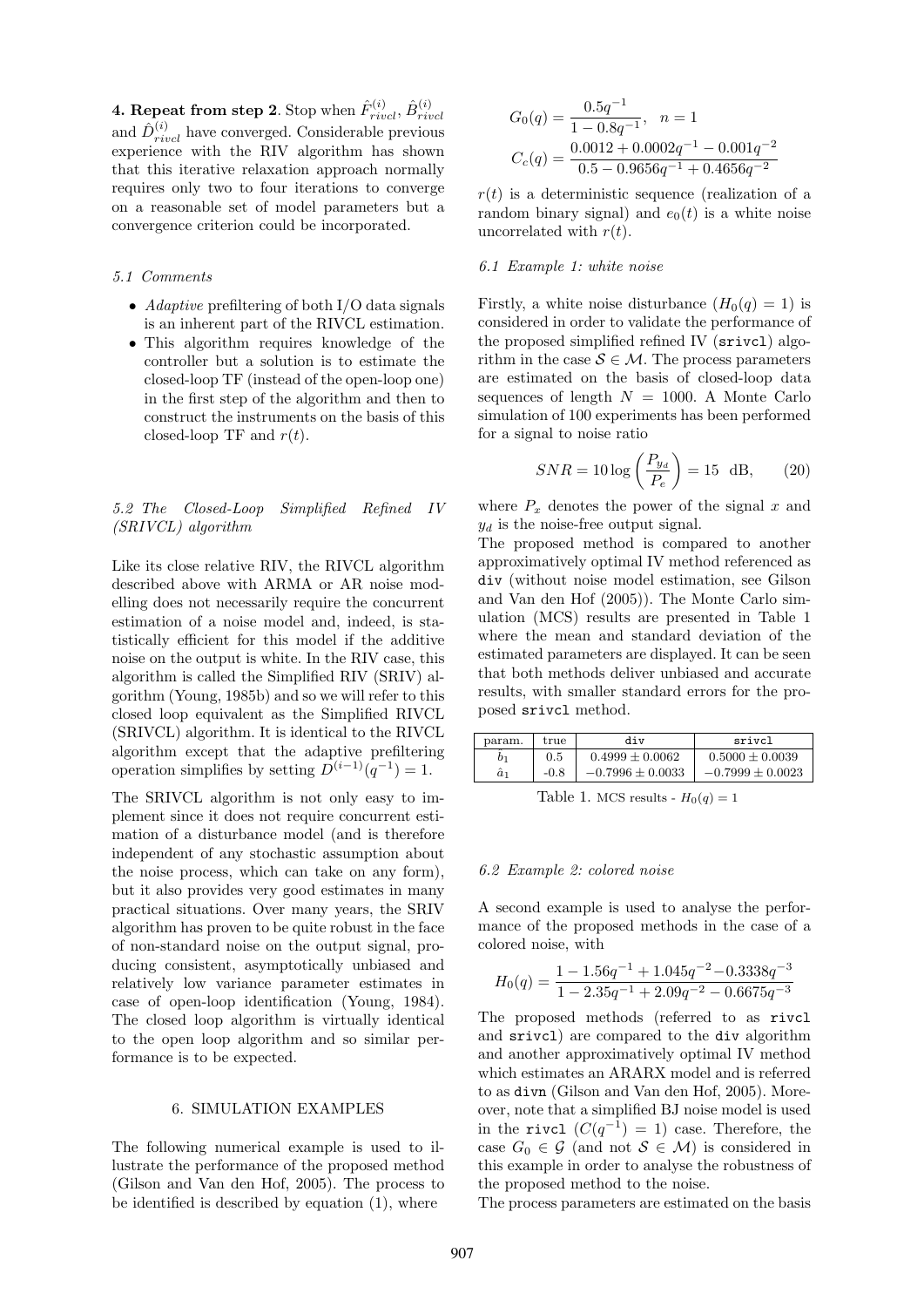**4. Repeat from step 2**. Stop when $\hat{F}^{(i)}_{rivcl}$, $\hat{B}^{(i)}_{rivcl}$ and $\hat{D}^{(i)}_{rivcl}$ have converged. Considerable previous experience with the RIV algorithm has shown that this iterative relaxation approach normally requires only two to four iterations to converge on a reasonable set of model parameters but a convergence criterion could be incorporated.

### 5.1 Comments

- *Adaptive* prefiltering of both I/O data signals is an inherent part of the RIVCL estimation.
- This algorithm requires knowledge of the controller but a solution is to estimate the closed-loop TF (instead of the open-loop one) in the first step of the algorithm and then to construct the instruments on the basis of this closed-loop TF and $r(t)$.

### 5.2 The Closed-Loop Simplified Refined IV (SRIVCL) algorithm

Like its close relative RIV, the RIVCL algorithm described above with ARMA or AR noise modelling does not necessarily require the concurrent estimation of a noise model and, indeed, is statistically efficient for this model if the additive noise on the output is white. In the RIV case, this algorithm is called the Simplified RIV (SRIV) algorithm (Young, 1985b) and so we will refer to this closed loop equivalent as the Simplified RIVCL (SRIVCL) algorithm. It is identical to the RIVCL algorithm except that the adaptive prefiltering operation simplifies by setting $D^{(i-1)}(q^{-1}) = 1$.

The SRIVCL algorithm is not only easy to implement since it does not require concurrent estimation of a disturbance model (and is therefore independent of any stochastic assumption about the noise process, which can take on any form), but it also provides very good estimates in many practical situations. Over many years, the SRIV algorithm has proven to be quite robust in the face of non-standard noise on the output signal, producing consistent, asymptotically unbiased and relatively low variance parameter estimates in case of open-loop identification (Young, 1984). The closed loop algorithm is virtually identical to the open loop algorithm and so similar performance is to be expected.

## 6. SIMULATION EXAMPLES

The following numerical example is used to illustrate the performance of the proposed method (Gilson and Van den Hof, 2005). The process to be identified is described by equation (1), where

$$G_0(q) = \frac{0.5q^{-1}}{1 - 0.8q^{-1}}, \quad n = 1$$

$$C_c(q) = \frac{0.0012 + 0.0002q^{-1} - 0.001q^{-2}}{0.5 - 0.9656q^{-1} + 0.4656q^{-2}}$$

$r(t)$ is a deterministic sequence (realization of a random binary signal) and $e_0(t)$ is a white noise uncorrelated with $r(t)$.

### 6.1 Example 1: white noise

Firstly, a white noise disturbance ($H_0(q) = 1$) is considered in order to validate the performance of the proposed simplified refined IV (`srivcl`) algorithm in the case $\mathcal{S} \in \mathcal{M}$. The process parameters are estimated on the basis of closed-loop data sequences of length $N = 1000$. A Monte Carlo simulation of 100 experiments has been performed for a signal to noise ratio

$$SNR = 10 \log \left( \frac{P_{y_d}}{P_e} \right) = 15 \ \ \text{dB}, \qquad (20)$$

where $P_x$ denotes the power of the signal $x$ and $y_d$ is the noise-free output signal.

The proposed method is compared to another approximatively optimal IV method referenced as `div` (without noise model estimation, see Gilson and Van den Hof (2005)). The Monte Carlo simulation (MCS) results are presented in Table 1 where the mean and standard deviation of the estimated parameters are displayed. It can be seen that both methods deliver unbiased and accurate results, with smaller standard errors for the proposed `srivcl` method.

| param. | true | `div` | `srivcl` |
|---|---|---|---|
| $\hat{b}_1$ | 0.5 | $0.4999 \pm 0.0062$ | $0.5000 \pm 0.0039$ |
| $\hat{a}_1$ | -0.8 | $-0.7996 \pm 0.0033$ | $-0.7999 \pm 0.0023$ |

Table 1. MCS results - $H_0(q) = 1$

### 6.2 Example 2: colored noise

A second example is used to analyse the performance of the proposed methods in the case of a colored noise, with

$$H_0(q) = \frac{1 - 1.56q^{-1} + 1.045q^{-2} - 0.3338q^{-3}}{1 - 2.35q^{-1} + 2.09q^{-2} - 0.6675q^{-3}}$$

The proposed methods (referred to as `rivcl` and `srivcl`) are compared to the `div` algorithm and another approximatively optimal IV method which estimates an ARARX model and is referred to as `divn` (Gilson and Van den Hof, 2005). Moreover, note that a simplified BJ noise model is used in the `rivcl` ($C(q^{-1}) = 1$) case. Therefore, the case $G_0 \in \mathcal{G}$ (and not $\mathcal{S} \in \mathcal{M}$) is considered in this example in order to analyse the robustness of the proposed method to the noise.

The process parameters are estimated on the basis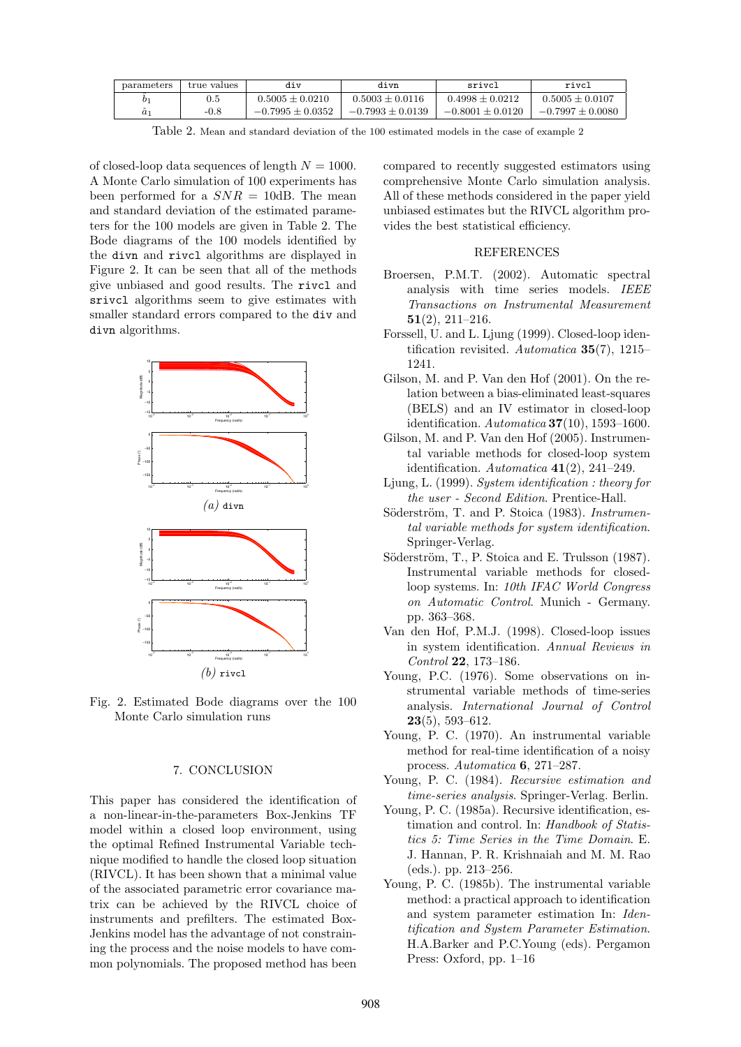| parameters | true values | div | divn | srivcl | rivcl |
|---|---|---|---|---|---|
| $\hat{b}_1$ | 0.5 | $0.5005 \pm 0.0210$ | $0.5003 \pm 0.0116$ | $0.4998 \pm 0.0212$ | $0.5005 \pm 0.0107$ |
| $\hat{a}_1$ | -0.8 | $-0.7995 \pm 0.0352$ | $-0.7993 \pm 0.0139$ | $-0.8001 \pm 0.0120$ | $-0.7997 \pm 0.0080$ |

Table 2. Mean and standard deviation of the 100 estimated models in the case of example 2

of closed-loop data sequences of length $N = 1000$. A Monte Carlo simulation of 100 experiments has been performed for a $SNR = 10$dB. The mean and standard deviation of the estimated parameters for the 100 models are given in Table 2. The Bode diagrams of the 100 models identified by the `divn` and `rivcl` algorithms are displayed in Figure 2. It can be seen that all of the methods give unbiased and good results. The `rivcl` and `srivcl` algorithms seem to give estimates with smaller standard errors compared to the `div` and `divn` algorithms.

Magnitude (dB)
Frequency (rad/s)
Phase (°)
Frequency (rad/s)

*(a)* `divn`

Magnitude (dB)
Frequency (rad/s)
Phase (°)
Frequency (rad/s)

*(b)* `rivcl`

Fig. 2. Estimated Bode diagrams over the 100 Monte Carlo simulation runs

## 7. CONCLUSION

This paper has considered the identification of a non-linear-in-the-parameters Box-Jenkins TF model within a closed loop environment, using the optimal Refined Instrumental Variable technique modified to handle the closed loop situation (RIVCL). It has been shown that a minimal value of the associated parametric error covariance matrix can be achieved by the RIVCL choice of instruments and prefilters. The estimated Box-Jenkins model has the advantage of not constraining the process and the noise models to have common polynomials. The proposed method has been compared to recently suggested estimators using comprehensive Monte Carlo simulation analysis. All of these methods considered in the paper yield unbiased estimates but the RIVCL algorithm provides the best statistical efficiency.

## REFERENCES

Broersen, P.M.T. (2002). Automatic spectral analysis with time series models. *IEEE Transactions on Instrumental Measurement* **51**(2), 211–216.

Forssell, U. and L. Ljung (1999). Closed-loop identification revisited. *Automatica* **35**(7), 1215–1241.

Gilson, M. and P. Van den Hof (2001). On the relation between a bias-eliminated least-squares (BELS) and an IV estimator in closed-loop identification. *Automatica* **37**(10), 1593–1600.

Gilson, M. and P. Van den Hof (2005). Instrumental variable methods for closed-loop system identification. *Automatica* **41**(2), 241–249.

Ljung, L. (1999). *System identification : theory for the user - Second Edition*. Prentice-Hall.

Söderström, T. and P. Stoica (1983). *Instrumental variable methods for system identification*. Springer-Verlag.

Söderström, T., P. Stoica and E. Trulsson (1987). Instrumental variable methods for closed-loop systems. In: *10th IFAC World Congress on Automatic Control*. Munich - Germany. pp. 363–368.

Van den Hof, P.M.J. (1998). Closed-loop issues in system identification. *Annual Reviews in Control* **22**, 173–186.

Young, P.C. (1976). Some observations on instrumental variable methods of time-series analysis. *International Journal of Control* **23**(5), 593–612.

Young, P. C. (1970). An instrumental variable method for real-time identification of a noisy process. *Automatica* **6**, 271–287.

Young, P. C. (1984). *Recursive estimation and time-series analysis*. Springer-Verlag. Berlin.

Young, P. C. (1985a). Recursive identification, estimation and control. In: *Handbook of Statistics 5: Time Series in the Time Domain*. E. J. Hannan, P. R. Krishnaiah and M. M. Rao (eds.). pp. 213–256.

Young, P. C. (1985b). The instrumental variable method: a practical approach to identification and system parameter estimation In: *Identification and System Parameter Estimation*. H.A.Barker and P.C.Young (eds). Pergamon Press: Oxford, pp. 1–16